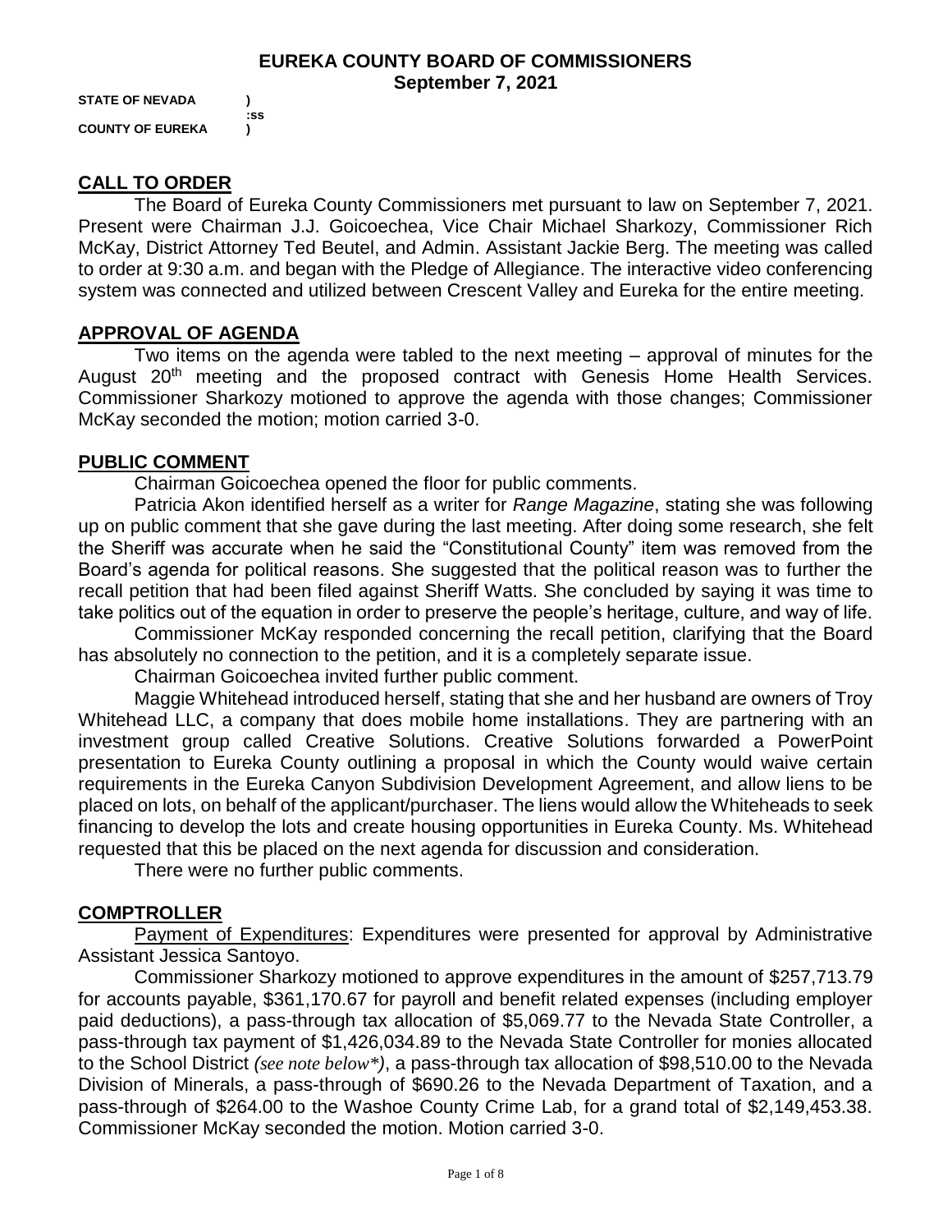# EUREKA COUNTY BOARD OF COMMISSIONERS
## September 7, 2021

**STATE OF NEVADA )**
**:ss**
**COUNTY OF EUREKA )**

## CALL TO ORDER

The Board of Eureka County Commissioners met pursuant to law on September 7, 2021. Present were Chairman J.J. Goicoechea, Vice Chair Michael Sharkozy, Commissioner Rich McKay, District Attorney Ted Beutel, and Admin. Assistant Jackie Berg. The meeting was called to order at 9:30 a.m. and began with the Pledge of Allegiance. The interactive video conferencing system was connected and utilized between Crescent Valley and Eureka for the entire meeting.

## APPROVAL OF AGENDA

Two items on the agenda were tabled to the next meeting – approval of minutes for the August 20th meeting and the proposed contract with Genesis Home Health Services. Commissioner Sharkozy motioned to approve the agenda with those changes; Commissioner McKay seconded the motion; motion carried 3-0.

## PUBLIC COMMENT

Chairman Goicoechea opened the floor for public comments.

Patricia Akon identified herself as a writer for *Range Magazine*, stating she was following up on public comment that she gave during the last meeting. After doing some research, she felt the Sheriff was accurate when he said the "Constitutional County" item was removed from the Board's agenda for political reasons. She suggested that the political reason was to further the recall petition that had been filed against Sheriff Watts. She concluded by saying it was time to take politics out of the equation in order to preserve the people's heritage, culture, and way of life.

Commissioner McKay responded concerning the recall petition, clarifying that the Board has absolutely no connection to the petition, and it is a completely separate issue.

Chairman Goicoechea invited further public comment.

Maggie Whitehead introduced herself, stating that she and her husband are owners of Troy Whitehead LLC, a company that does mobile home installations. They are partnering with an investment group called Creative Solutions. Creative Solutions forwarded a PowerPoint presentation to Eureka County outlining a proposal in which the County would waive certain requirements in the Eureka Canyon Subdivision Development Agreement, and allow liens to be placed on lots, on behalf of the applicant/purchaser. The liens would allow the Whiteheads to seek financing to develop the lots and create housing opportunities in Eureka County. Ms. Whitehead requested that this be placed on the next agenda for discussion and consideration.

There were no further public comments.

## COMPTROLLER

Payment of Expenditures: Expenditures were presented for approval by Administrative Assistant Jessica Santoyo.

Commissioner Sharkozy motioned to approve expenditures in the amount of $257,713.79 for accounts payable, $361,170.67 for payroll and benefit related expenses (including employer paid deductions), a pass-through tax allocation of $5,069.77 to the Nevada State Controller, a pass-through tax payment of $1,426,034.89 to the Nevada State Controller for monies allocated to the School District *(see note below\*)*, a pass-through tax allocation of $98,510.00 to the Nevada Division of Minerals, a pass-through of $690.26 to the Nevada Department of Taxation, and a pass-through of $264.00 to the Washoe County Crime Lab, for a grand total of $2,149,453.38. Commissioner McKay seconded the motion. Motion carried 3-0.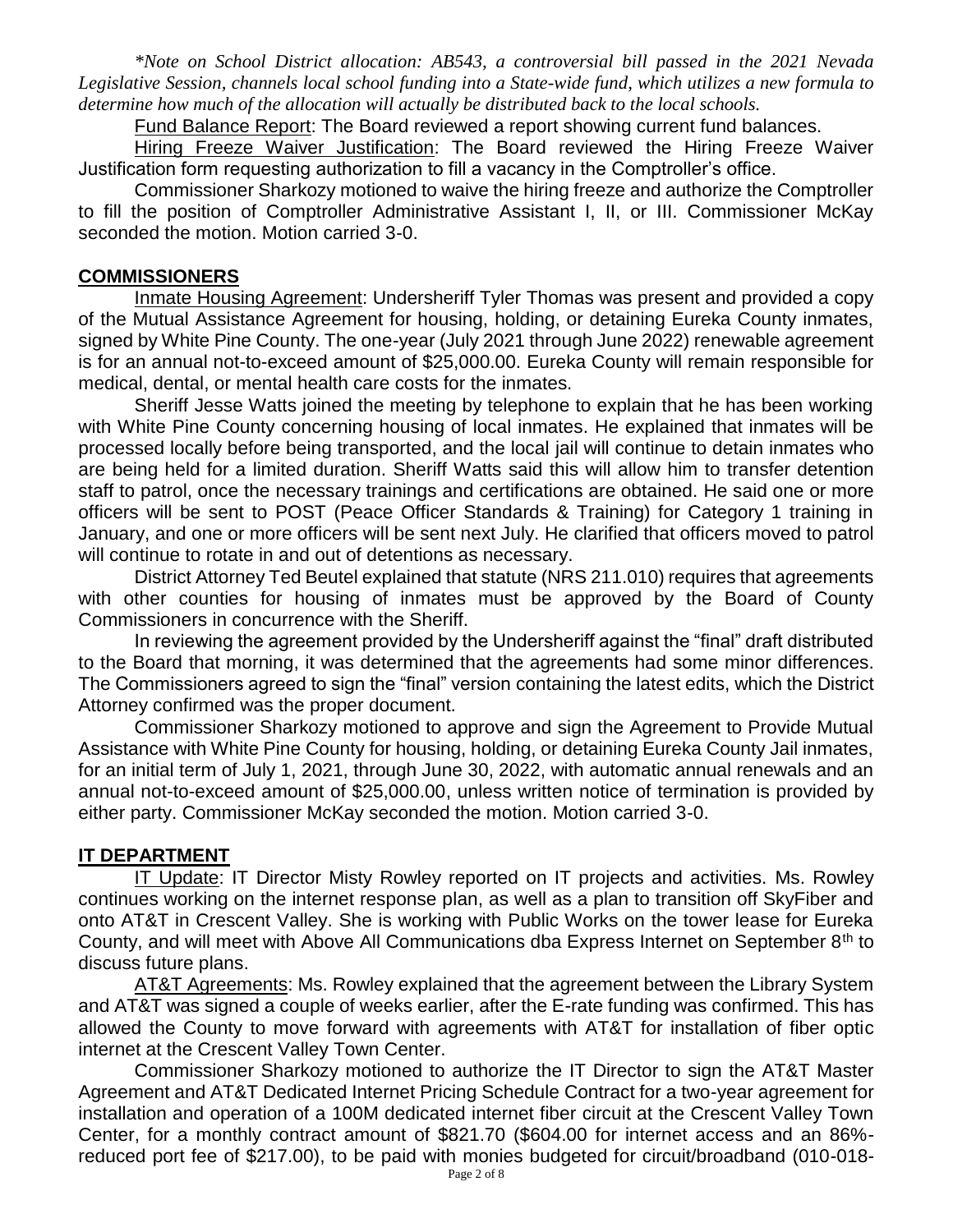*\*Note on School District allocation: AB543, a controversial bill passed in the 2021 Nevada Legislative Session, channels local school funding into a State-wide fund, which utilizes a new formula to determine how much of the allocation will actually be distributed back to the local schools.*

Fund Balance Report: The Board reviewed a report showing current fund balances.

Hiring Freeze Waiver Justification: The Board reviewed the Hiring Freeze Waiver Justification form requesting authorization to fill a vacancy in the Comptroller's office.

Commissioner Sharkozy motioned to waive the hiring freeze and authorize the Comptroller to fill the position of Comptroller Administrative Assistant I, II, or III. Commissioner McKay seconded the motion. Motion carried 3-0.

## COMMISSIONERS

Inmate Housing Agreement: Undersheriff Tyler Thomas was present and provided a copy of the Mutual Assistance Agreement for housing, holding, or detaining Eureka County inmates, signed by White Pine County. The one-year (July 2021 through June 2022) renewable agreement is for an annual not-to-exceed amount of $25,000.00. Eureka County will remain responsible for medical, dental, or mental health care costs for the inmates.

Sheriff Jesse Watts joined the meeting by telephone to explain that he has been working with White Pine County concerning housing of local inmates. He explained that inmates will be processed locally before being transported, and the local jail will continue to detain inmates who are being held for a limited duration. Sheriff Watts said this will allow him to transfer detention staff to patrol, once the necessary trainings and certifications are obtained. He said one or more officers will be sent to POST (Peace Officer Standards & Training) for Category 1 training in January, and one or more officers will be sent next July. He clarified that officers moved to patrol will continue to rotate in and out of detentions as necessary.

District Attorney Ted Beutel explained that statute (NRS 211.010) requires that agreements with other counties for housing of inmates must be approved by the Board of County Commissioners in concurrence with the Sheriff.

In reviewing the agreement provided by the Undersheriff against the "final" draft distributed to the Board that morning, it was determined that the agreements had some minor differences. The Commissioners agreed to sign the "final" version containing the latest edits, which the District Attorney confirmed was the proper document.

Commissioner Sharkozy motioned to approve and sign the Agreement to Provide Mutual Assistance with White Pine County for housing, holding, or detaining Eureka County Jail inmates, for an initial term of July 1, 2021, through June 30, 2022, with automatic annual renewals and an annual not-to-exceed amount of $25,000.00, unless written notice of termination is provided by either party. Commissioner McKay seconded the motion. Motion carried 3-0.

## IT DEPARTMENT

IT Update: IT Director Misty Rowley reported on IT projects and activities. Ms. Rowley continues working on the internet response plan, as well as a plan to transition off SkyFiber and onto AT&T in Crescent Valley. She is working with Public Works on the tower lease for Eureka County, and will meet with Above All Communications dba Express Internet on September 8th to discuss future plans.

AT&T Agreements: Ms. Rowley explained that the agreement between the Library System and AT&T was signed a couple of weeks earlier, after the E-rate funding was confirmed. This has allowed the County to move forward with agreements with AT&T for installation of fiber optic internet at the Crescent Valley Town Center.

Commissioner Sharkozy motioned to authorize the IT Director to sign the AT&T Master Agreement and AT&T Dedicated Internet Pricing Schedule Contract for a two-year agreement for installation and operation of a 100M dedicated internet fiber circuit at the Crescent Valley Town Center, for a monthly contract amount of $821.70 ($604.00 for internet access and an 86%-reduced port fee of $217.00), to be paid with monies budgeted for circuit/broadband (010-018-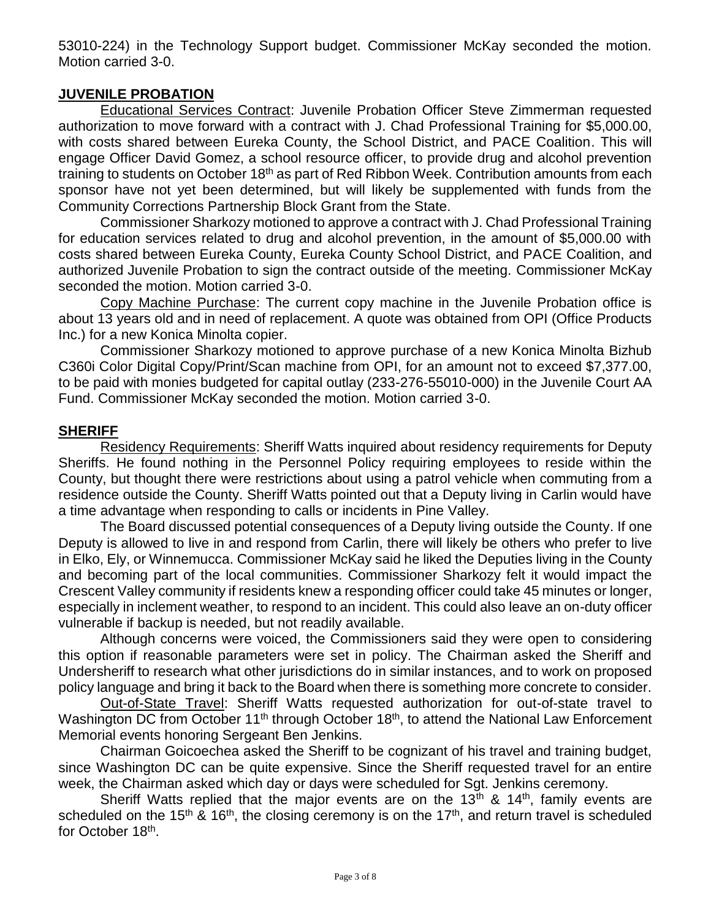53010-224) in the Technology Support budget. Commissioner McKay seconded the motion. Motion carried 3-0.

## JUVENILE PROBATION

Educational Services Contract: Juvenile Probation Officer Steve Zimmerman requested authorization to move forward with a contract with J. Chad Professional Training for $5,000.00, with costs shared between Eureka County, the School District, and PACE Coalition. This will engage Officer David Gomez, a school resource officer, to provide drug and alcohol prevention training to students on October 18th as part of Red Ribbon Week. Contribution amounts from each sponsor have not yet been determined, but will likely be supplemented with funds from the Community Corrections Partnership Block Grant from the State.

Commissioner Sharkozy motioned to approve a contract with J. Chad Professional Training for education services related to drug and alcohol prevention, in the amount of $5,000.00 with costs shared between Eureka County, Eureka County School District, and PACE Coalition, and authorized Juvenile Probation to sign the contract outside of the meeting. Commissioner McKay seconded the motion. Motion carried 3-0.

Copy Machine Purchase: The current copy machine in the Juvenile Probation office is about 13 years old and in need of replacement. A quote was obtained from OPI (Office Products Inc.) for a new Konica Minolta copier.

Commissioner Sharkozy motioned to approve purchase of a new Konica Minolta Bizhub C360i Color Digital Copy/Print/Scan machine from OPI, for an amount not to exceed $7,377.00, to be paid with monies budgeted for capital outlay (233-276-55010-000) in the Juvenile Court AA Fund. Commissioner McKay seconded the motion. Motion carried 3-0.

## SHERIFF

Residency Requirements: Sheriff Watts inquired about residency requirements for Deputy Sheriffs. He found nothing in the Personnel Policy requiring employees to reside within the County, but thought there were restrictions about using a patrol vehicle when commuting from a residence outside the County. Sheriff Watts pointed out that a Deputy living in Carlin would have a time advantage when responding to calls or incidents in Pine Valley.

The Board discussed potential consequences of a Deputy living outside the County. If one Deputy is allowed to live in and respond from Carlin, there will likely be others who prefer to live in Elko, Ely, or Winnemucca. Commissioner McKay said he liked the Deputies living in the County and becoming part of the local communities. Commissioner Sharkozy felt it would impact the Crescent Valley community if residents knew a responding officer could take 45 minutes or longer, especially in inclement weather, to respond to an incident. This could also leave an on-duty officer vulnerable if backup is needed, but not readily available.

Although concerns were voiced, the Commissioners said they were open to considering this option if reasonable parameters were set in policy. The Chairman asked the Sheriff and Undersheriff to research what other jurisdictions do in similar instances, and to work on proposed policy language and bring it back to the Board when there is something more concrete to consider.

Out-of-State Travel: Sheriff Watts requested authorization for out-of-state travel to Washington DC from October 11th through October 18th, to attend the National Law Enforcement Memorial events honoring Sergeant Ben Jenkins.

Chairman Goicoechea asked the Sheriff to be cognizant of his travel and training budget, since Washington DC can be quite expensive. Since the Sheriff requested travel for an entire week, the Chairman asked which day or days were scheduled for Sgt. Jenkins ceremony.

Sheriff Watts replied that the major events are on the 13th & 14th, family events are scheduled on the 15th & 16th, the closing ceremony is on the 17th, and return travel is scheduled for October 18th.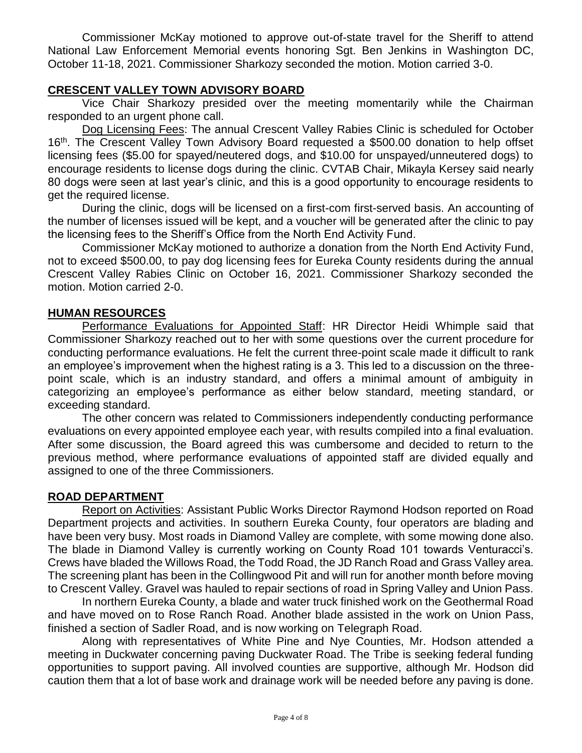Commissioner McKay motioned to approve out-of-state travel for the Sheriff to attend National Law Enforcement Memorial events honoring Sgt. Ben Jenkins in Washington DC, October 11-18, 2021. Commissioner Sharkozy seconded the motion. Motion carried 3-0.

## CRESCENT VALLEY TOWN ADVISORY BOARD

Vice Chair Sharkozy presided over the meeting momentarily while the Chairman responded to an urgent phone call.

Dog Licensing Fees: The annual Crescent Valley Rabies Clinic is scheduled for October 16th. The Crescent Valley Town Advisory Board requested a $500.00 donation to help offset licensing fees ($5.00 for spayed/neutered dogs, and $10.00 for unspayed/unneutered dogs) to encourage residents to license dogs during the clinic. CVTAB Chair, Mikayla Kersey said nearly 80 dogs were seen at last year's clinic, and this is a good opportunity to encourage residents to get the required license.

During the clinic, dogs will be licensed on a first-com first-served basis. An accounting of the number of licenses issued will be kept, and a voucher will be generated after the clinic to pay the licensing fees to the Sheriff's Office from the North End Activity Fund.

Commissioner McKay motioned to authorize a donation from the North End Activity Fund, not to exceed $500.00, to pay dog licensing fees for Eureka County residents during the annual Crescent Valley Rabies Clinic on October 16, 2021. Commissioner Sharkozy seconded the motion. Motion carried 2-0.

## HUMAN RESOURCES

Performance Evaluations for Appointed Staff: HR Director Heidi Whimple said that Commissioner Sharkozy reached out to her with some questions over the current procedure for conducting performance evaluations. He felt the current three-point scale made it difficult to rank an employee's improvement when the highest rating is a 3. This led to a discussion on the three-point scale, which is an industry standard, and offers a minimal amount of ambiguity in categorizing an employee's performance as either below standard, meeting standard, or exceeding standard.

The other concern was related to Commissioners independently conducting performance evaluations on every appointed employee each year, with results compiled into a final evaluation. After some discussion, the Board agreed this was cumbersome and decided to return to the previous method, where performance evaluations of appointed staff are divided equally and assigned to one of the three Commissioners.

## ROAD DEPARTMENT

Report on Activities: Assistant Public Works Director Raymond Hodson reported on Road Department projects and activities. In southern Eureka County, four operators are blading and have been very busy. Most roads in Diamond Valley are complete, with some mowing done also. The blade in Diamond Valley is currently working on County Road 101 towards Venturacci's. Crews have bladed the Willows Road, the Todd Road, the JD Ranch Road and Grass Valley area. The screening plant has been in the Collingwood Pit and will run for another month before moving to Crescent Valley. Gravel was hauled to repair sections of road in Spring Valley and Union Pass.

In northern Eureka County, a blade and water truck finished work on the Geothermal Road and have moved on to Rose Ranch Road. Another blade assisted in the work on Union Pass, finished a section of Sadler Road, and is now working on Telegraph Road.

Along with representatives of White Pine and Nye Counties, Mr. Hodson attended a meeting in Duckwater concerning paving Duckwater Road. The Tribe is seeking federal funding opportunities to support paving. All involved counties are supportive, although Mr. Hodson did caution them that a lot of base work and drainage work will be needed before any paving is done.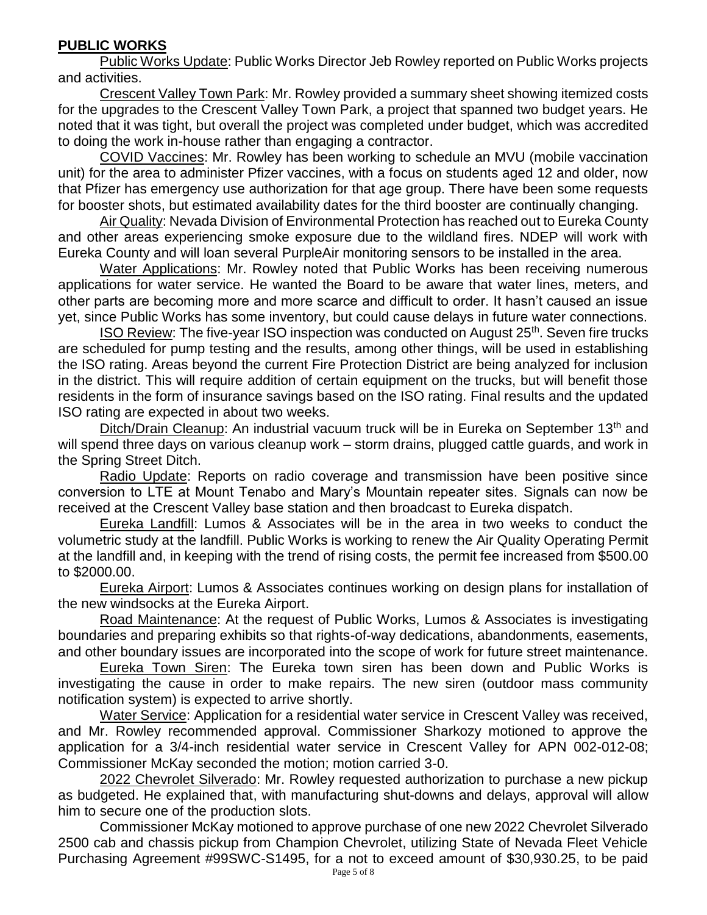## PUBLIC WORKS

Public Works Update: Public Works Director Jeb Rowley reported on Public Works projects and activities.

Crescent Valley Town Park: Mr. Rowley provided a summary sheet showing itemized costs for the upgrades to the Crescent Valley Town Park, a project that spanned two budget years. He noted that it was tight, but overall the project was completed under budget, which was accredited to doing the work in-house rather than engaging a contractor.

COVID Vaccines: Mr. Rowley has been working to schedule an MVU (mobile vaccination unit) for the area to administer Pfizer vaccines, with a focus on students aged 12 and older, now that Pfizer has emergency use authorization for that age group. There have been some requests for booster shots, but estimated availability dates for the third booster are continually changing.

Air Quality: Nevada Division of Environmental Protection has reached out to Eureka County and other areas experiencing smoke exposure due to the wildland fires. NDEP will work with Eureka County and will loan several PurpleAir monitoring sensors to be installed in the area.

Water Applications: Mr. Rowley noted that Public Works has been receiving numerous applications for water service. He wanted the Board to be aware that water lines, meters, and other parts are becoming more and more scarce and difficult to order. It hasn't caused an issue yet, since Public Works has some inventory, but could cause delays in future water connections.

ISO Review: The five-year ISO inspection was conducted on August 25th. Seven fire trucks are scheduled for pump testing and the results, among other things, will be used in establishing the ISO rating. Areas beyond the current Fire Protection District are being analyzed for inclusion in the district. This will require addition of certain equipment on the trucks, but will benefit those residents in the form of insurance savings based on the ISO rating. Final results and the updated ISO rating are expected in about two weeks.

Ditch/Drain Cleanup: An industrial vacuum truck will be in Eureka on September 13th and will spend three days on various cleanup work – storm drains, plugged cattle guards, and work in the Spring Street Ditch.

Radio Update: Reports on radio coverage and transmission have been positive since conversion to LTE at Mount Tenabo and Mary's Mountain repeater sites. Signals can now be received at the Crescent Valley base station and then broadcast to Eureka dispatch.

Eureka Landfill: Lumos & Associates will be in the area in two weeks to conduct the volumetric study at the landfill. Public Works is working to renew the Air Quality Operating Permit at the landfill and, in keeping with the trend of rising costs, the permit fee increased from $500.00 to $2000.00.

Eureka Airport: Lumos & Associates continues working on design plans for installation of the new windsocks at the Eureka Airport.

Road Maintenance: At the request of Public Works, Lumos & Associates is investigating boundaries and preparing exhibits so that rights-of-way dedications, abandonments, easements, and other boundary issues are incorporated into the scope of work for future street maintenance.

Eureka Town Siren: The Eureka town siren has been down and Public Works is investigating the cause in order to make repairs. The new siren (outdoor mass community notification system) is expected to arrive shortly.

Water Service: Application for a residential water service in Crescent Valley was received, and Mr. Rowley recommended approval. Commissioner Sharkozy motioned to approve the application for a 3/4-inch residential water service in Crescent Valley for APN 002-012-08; Commissioner McKay seconded the motion; motion carried 3-0.

2022 Chevrolet Silverado: Mr. Rowley requested authorization to purchase a new pickup as budgeted. He explained that, with manufacturing shut-downs and delays, approval will allow him to secure one of the production slots.

Commissioner McKay motioned to approve purchase of one new 2022 Chevrolet Silverado 2500 cab and chassis pickup from Champion Chevrolet, utilizing State of Nevada Fleet Vehicle Purchasing Agreement #99SWC-S1495, for a not to exceed amount of $30,930.25, to be paid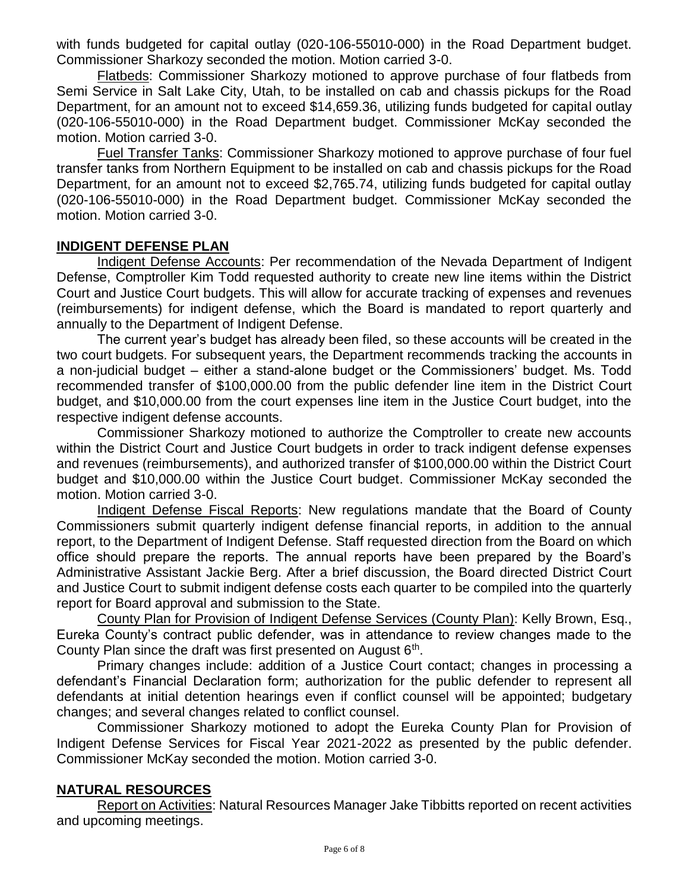with funds budgeted for capital outlay (020-106-55010-000) in the Road Department budget. Commissioner Sharkozy seconded the motion. Motion carried 3-0.

Flatbeds: Commissioner Sharkozy motioned to approve purchase of four flatbeds from Semi Service in Salt Lake City, Utah, to be installed on cab and chassis pickups for the Road Department, for an amount not to exceed $14,659.36, utilizing funds budgeted for capital outlay (020-106-55010-000) in the Road Department budget. Commissioner McKay seconded the motion. Motion carried 3-0.

Fuel Transfer Tanks: Commissioner Sharkozy motioned to approve purchase of four fuel transfer tanks from Northern Equipment to be installed on cab and chassis pickups for the Road Department, for an amount not to exceed $2,765.74, utilizing funds budgeted for capital outlay (020-106-55010-000) in the Road Department budget. Commissioner McKay seconded the motion. Motion carried 3-0.

## INDIGENT DEFENSE PLAN

Indigent Defense Accounts: Per recommendation of the Nevada Department of Indigent Defense, Comptroller Kim Todd requested authority to create new line items within the District Court and Justice Court budgets. This will allow for accurate tracking of expenses and revenues (reimbursements) for indigent defense, which the Board is mandated to report quarterly and annually to the Department of Indigent Defense.

The current year's budget has already been filed, so these accounts will be created in the two court budgets. For subsequent years, the Department recommends tracking the accounts in a non-judicial budget – either a stand-alone budget or the Commissioners' budget. Ms. Todd recommended transfer of $100,000.00 from the public defender line item in the District Court budget, and $10,000.00 from the court expenses line item in the Justice Court budget, into the respective indigent defense accounts.

Commissioner Sharkozy motioned to authorize the Comptroller to create new accounts within the District Court and Justice Court budgets in order to track indigent defense expenses and revenues (reimbursements), and authorized transfer of $100,000.00 within the District Court budget and $10,000.00 within the Justice Court budget. Commissioner McKay seconded the motion. Motion carried 3-0.

Indigent Defense Fiscal Reports: New regulations mandate that the Board of County Commissioners submit quarterly indigent defense financial reports, in addition to the annual report, to the Department of Indigent Defense. Staff requested direction from the Board on which office should prepare the reports. The annual reports have been prepared by the Board's Administrative Assistant Jackie Berg. After a brief discussion, the Board directed District Court and Justice Court to submit indigent defense costs each quarter to be compiled into the quarterly report for Board approval and submission to the State.

County Plan for Provision of Indigent Defense Services (County Plan): Kelly Brown, Esq., Eureka County's contract public defender, was in attendance to review changes made to the County Plan since the draft was first presented on August 6th.

Primary changes include: addition of a Justice Court contact; changes in processing a defendant's Financial Declaration form; authorization for the public defender to represent all defendants at initial detention hearings even if conflict counsel will be appointed; budgetary changes; and several changes related to conflict counsel.

Commissioner Sharkozy motioned to adopt the Eureka County Plan for Provision of Indigent Defense Services for Fiscal Year 2021-2022 as presented by the public defender. Commissioner McKay seconded the motion. Motion carried 3-0.

## NATURAL RESOURCES

Report on Activities: Natural Resources Manager Jake Tibbitts reported on recent activities and upcoming meetings.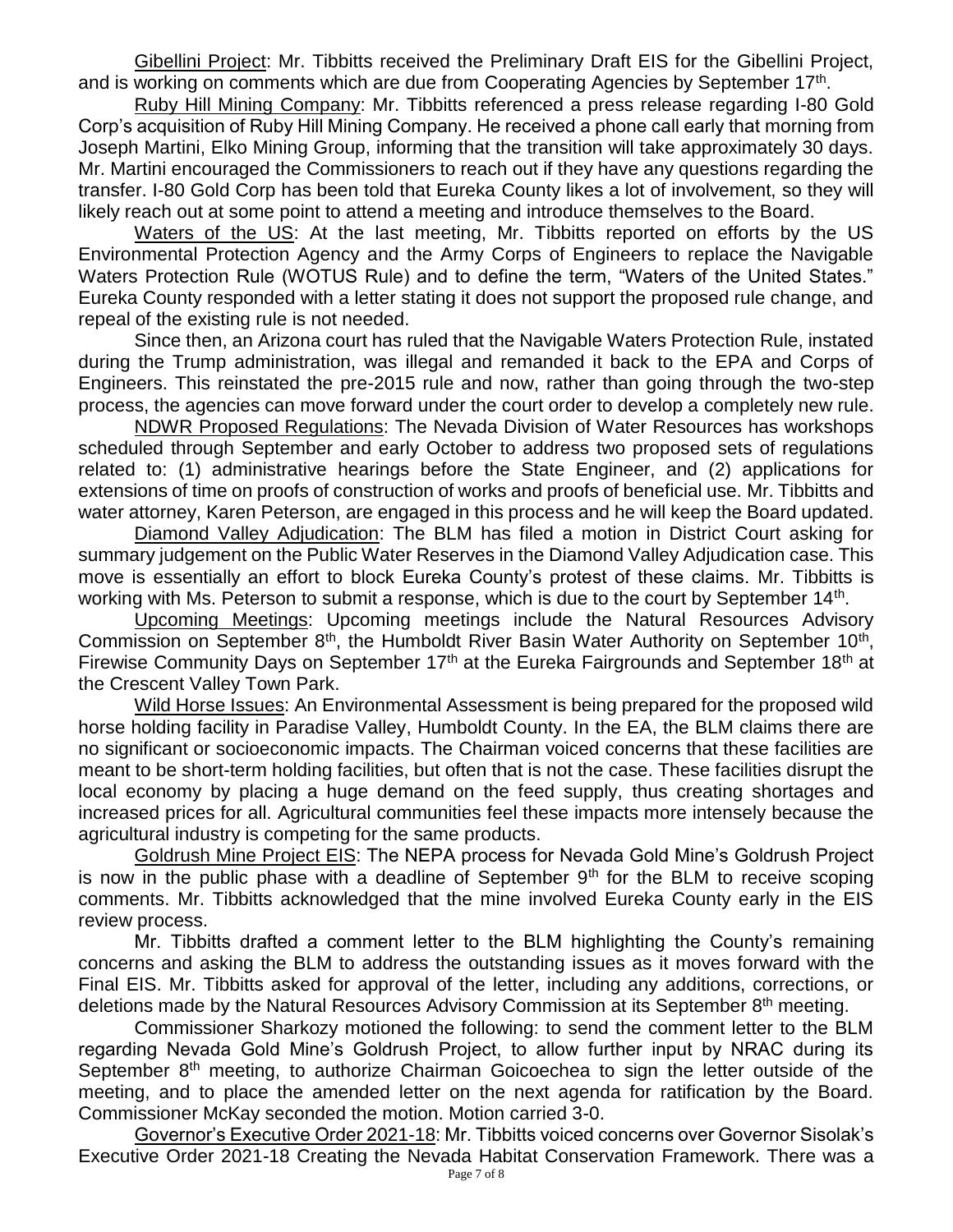Gibellini Project: Mr. Tibbitts received the Preliminary Draft EIS for the Gibellini Project, and is working on comments which are due from Cooperating Agencies by September 17th.

Ruby Hill Mining Company: Mr. Tibbitts referenced a press release regarding I-80 Gold Corp's acquisition of Ruby Hill Mining Company. He received a phone call early that morning from Joseph Martini, Elko Mining Group, informing that the transition will take approximately 30 days. Mr. Martini encouraged the Commissioners to reach out if they have any questions regarding the transfer. I-80 Gold Corp has been told that Eureka County likes a lot of involvement, so they will likely reach out at some point to attend a meeting and introduce themselves to the Board.

Waters of the US: At the last meeting, Mr. Tibbitts reported on efforts by the US Environmental Protection Agency and the Army Corps of Engineers to replace the Navigable Waters Protection Rule (WOTUS Rule) and to define the term, "Waters of the United States." Eureka County responded with a letter stating it does not support the proposed rule change, and repeal of the existing rule is not needed.

Since then, an Arizona court has ruled that the Navigable Waters Protection Rule, instated during the Trump administration, was illegal and remanded it back to the EPA and Corps of Engineers. This reinstated the pre-2015 rule and now, rather than going through the two-step process, the agencies can move forward under the court order to develop a completely new rule.

NDWR Proposed Regulations: The Nevada Division of Water Resources has workshops scheduled through September and early October to address two proposed sets of regulations related to: (1) administrative hearings before the State Engineer, and (2) applications for extensions of time on proofs of construction of works and proofs of beneficial use. Mr. Tibbitts and water attorney, Karen Peterson, are engaged in this process and he will keep the Board updated.

Diamond Valley Adjudication: The BLM has filed a motion in District Court asking for summary judgement on the Public Water Reserves in the Diamond Valley Adjudication case. This move is essentially an effort to block Eureka County's protest of these claims. Mr. Tibbitts is working with Ms. Peterson to submit a response, which is due to the court by September 14th.

Upcoming Meetings: Upcoming meetings include the Natural Resources Advisory Commission on September 8th, the Humboldt River Basin Water Authority on September 10th, Firewise Community Days on September 17th at the Eureka Fairgrounds and September 18th at the Crescent Valley Town Park.

Wild Horse Issues: An Environmental Assessment is being prepared for the proposed wild horse holding facility in Paradise Valley, Humboldt County. In the EA, the BLM claims there are no significant or socioeconomic impacts. The Chairman voiced concerns that these facilities are meant to be short-term holding facilities, but often that is not the case. These facilities disrupt the local economy by placing a huge demand on the feed supply, thus creating shortages and increased prices for all. Agricultural communities feel these impacts more intensely because the agricultural industry is competing for the same products.

Goldrush Mine Project EIS: The NEPA process for Nevada Gold Mine's Goldrush Project is now in the public phase with a deadline of September 9th for the BLM to receive scoping comments. Mr. Tibbitts acknowledged that the mine involved Eureka County early in the EIS review process.

Mr. Tibbitts drafted a comment letter to the BLM highlighting the County's remaining concerns and asking the BLM to address the outstanding issues as it moves forward with the Final EIS. Mr. Tibbitts asked for approval of the letter, including any additions, corrections, or deletions made by the Natural Resources Advisory Commission at its September 8th meeting.

Commissioner Sharkozy motioned the following: to send the comment letter to the BLM regarding Nevada Gold Mine's Goldrush Project, to allow further input by NRAC during its September 8th meeting, to authorize Chairman Goicoechea to sign the letter outside of the meeting, and to place the amended letter on the next agenda for ratification by the Board. Commissioner McKay seconded the motion. Motion carried 3-0.

Governor's Executive Order 2021-18: Mr. Tibbitts voiced concerns over Governor Sisolak's Executive Order 2021-18 Creating the Nevada Habitat Conservation Framework. There was a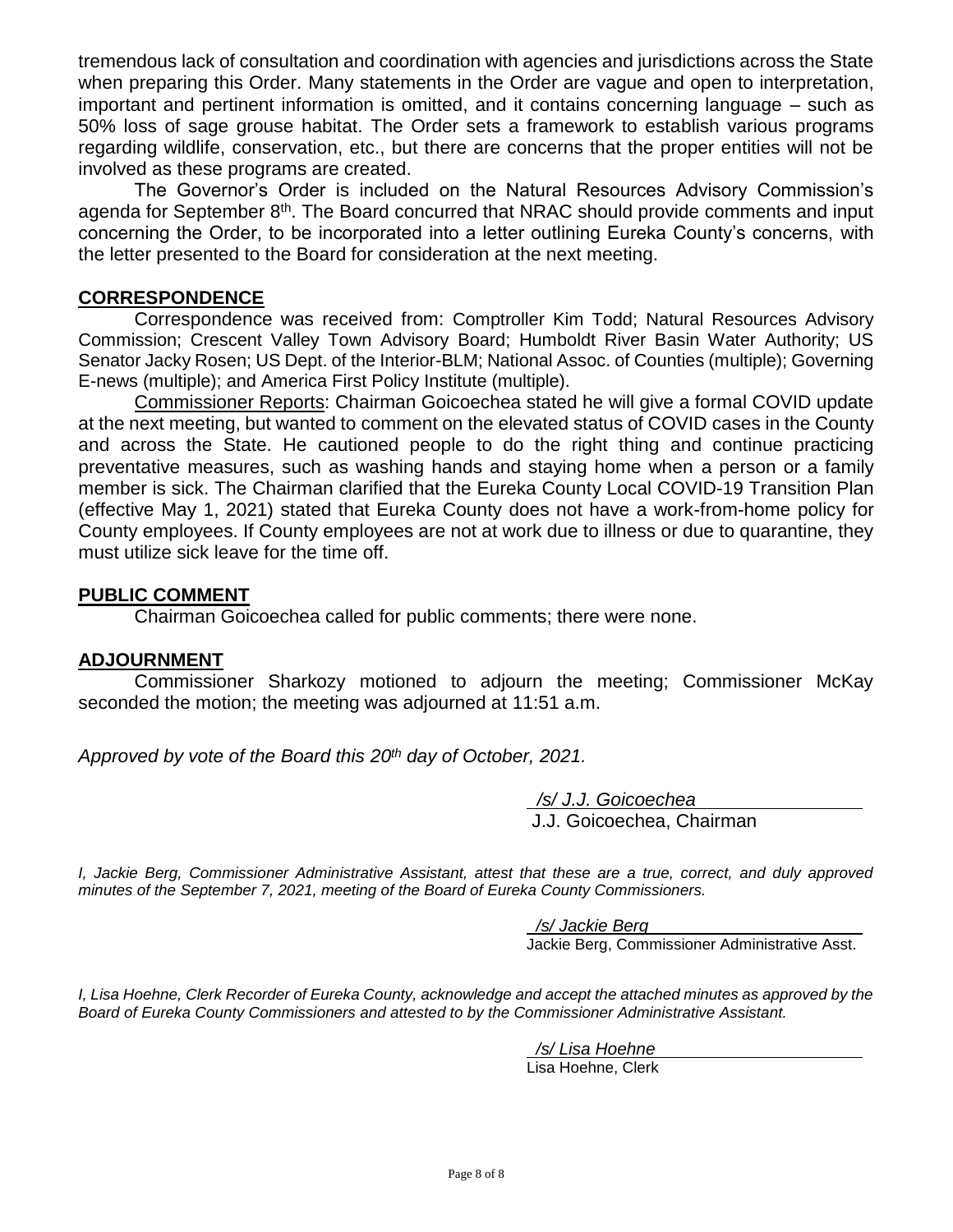tremendous lack of consultation and coordination with agencies and jurisdictions across the State when preparing this Order. Many statements in the Order are vague and open to interpretation, important and pertinent information is omitted, and it contains concerning language – such as 50% loss of sage grouse habitat. The Order sets a framework to establish various programs regarding wildlife, conservation, etc., but there are concerns that the proper entities will not be involved as these programs are created.

The Governor's Order is included on the Natural Resources Advisory Commission's agenda for September 8th. The Board concurred that NRAC should provide comments and input concerning the Order, to be incorporated into a letter outlining Eureka County's concerns, with the letter presented to the Board for consideration at the next meeting.

## CORRESPONDENCE

Correspondence was received from: Comptroller Kim Todd; Natural Resources Advisory Commission; Crescent Valley Town Advisory Board; Humboldt River Basin Water Authority; US Senator Jacky Rosen; US Dept. of the Interior-BLM; National Assoc. of Counties (multiple); Governing E-news (multiple); and America First Policy Institute (multiple).

Commissioner Reports: Chairman Goicoechea stated he will give a formal COVID update at the next meeting, but wanted to comment on the elevated status of COVID cases in the County and across the State. He cautioned people to do the right thing and continue practicing preventative measures, such as washing hands and staying home when a person or a family member is sick. The Chairman clarified that the Eureka County Local COVID-19 Transition Plan (effective May 1, 2021) stated that Eureka County does not have a work-from-home policy for County employees. If County employees are not at work due to illness or due to quarantine, they must utilize sick leave for the time off.

## PUBLIC COMMENT

Chairman Goicoechea called for public comments; there were none.

## ADJOURNMENT

Commissioner Sharkozy motioned to adjourn the meeting; Commissioner McKay seconded the motion; the meeting was adjourned at 11:51 a.m.

*Approved by vote of the Board this 20th day of October, 2021.*

*/s/ J.J. Goicoechea*
J.J. Goicoechea, Chairman

*I, Jackie Berg, Commissioner Administrative Assistant, attest that these are a true, correct, and duly approved minutes of the September 7, 2021, meeting of the Board of Eureka County Commissioners.*

*/s/ Jackie Berg*
Jackie Berg, Commissioner Administrative Asst.

*I, Lisa Hoehne, Clerk Recorder of Eureka County, acknowledge and accept the attached minutes as approved by the Board of Eureka County Commissioners and attested to by the Commissioner Administrative Assistant.*

*/s/ Lisa Hoehne*
Lisa Hoehne, Clerk